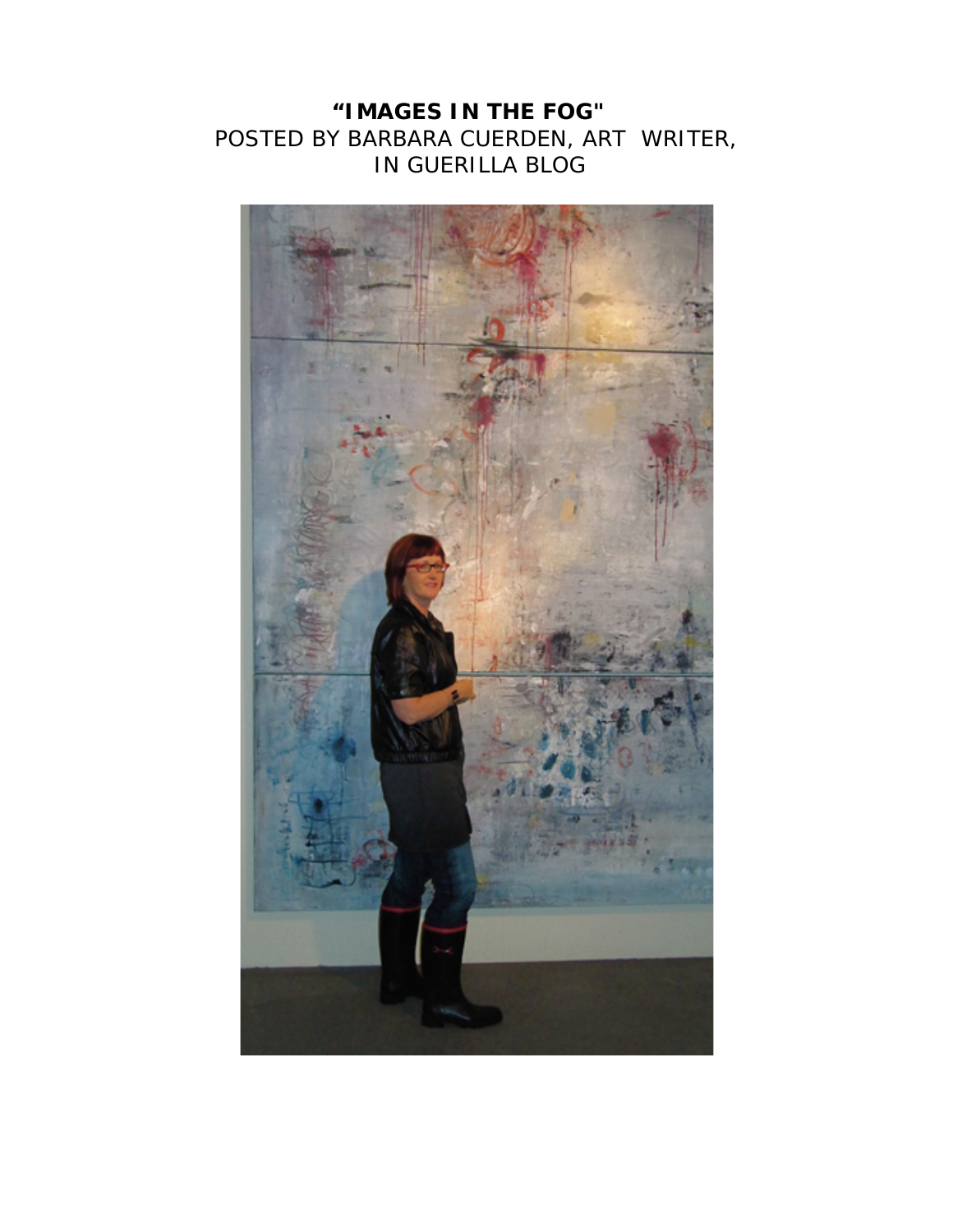**"IMAGES IN THE FOG"**

POSTED BY BARBARA CUERDEN, ART WRITER, IN GUERILLA BLOG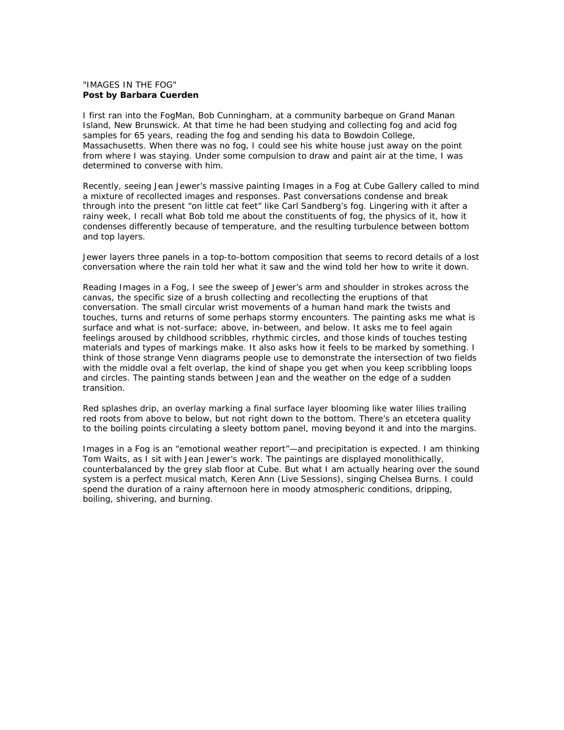"IMAGES IN THE FOG"
**Post by Barbara Cuerden**

I first ran into the FogMan, Bob Cunningham, at a community barbeque on Grand Manan Island, New Brunswick. At that time he had been studying and collecting fog and acid fog samples for 65 years, reading the fog and sending his data to Bowdoin College, Massachusetts. When there was no fog, I could see his white house just away on the point from where I was staying. Under some compulsion to draw and paint air at the time, I was determined to converse with him.

Recently, seeing Jean Jewer's massive painting Images in a Fog at Cube Gallery called to mind a mixture of recollected images and responses. Past conversations condense and break through into the present "on little cat feet" like Carl Sandberg's fog. Lingering with it after a rainy week, I recall what Bob told me about the constituents of fog, the physics of it, how it condenses differently because of temperature, and the resulting turbulence between bottom and top layers.

Jewer layers three panels in a top-to-bottom composition that seems to record details of a lost conversation where the rain told her what it saw and the wind told her how to write it down.

Reading Images in a Fog, I see the sweep of Jewer's arm and shoulder in strokes across the canvas, the specific size of a brush collecting and recollecting the eruptions of that conversation. The small circular wrist movements of a human hand mark the twists and touches, turns and returns of some perhaps stormy encounters. The painting asks me what is surface and what is not-surface; above, in-between, and below. It asks me to feel again feelings aroused by childhood scribbles, rhythmic circles, and those kinds of touches testing materials and types of markings make. It also asks how it feels to be marked by something. I think of those strange Venn diagrams people use to demonstrate the intersection of two fields with the middle oval a felt overlap, the kind of shape you get when you keep scribbling loops and circles. The painting stands between Jean and the weather on the edge of a sudden transition.

Red splashes drip, an overlay marking a final surface layer blooming like water lilies trailing red roots from above to below, but not right down to the bottom. There's an etcetera quality to the boiling points circulating a sleety bottom panel, moving beyond it and into the margins.

Images in a Fog is an "emotional weather report"—and precipitation is expected. I am thinking Tom Waits, as I sit with Jean Jewer's work. The paintings are displayed monolithically, counterbalanced by the grey slab floor at Cube. But what I am actually hearing over the sound system is a perfect musical match, Keren Ann (Live Sessions), singing Chelsea Burns. I could spend the duration of a rainy afternoon here in moody atmospheric conditions, dripping, boiling, shivering, and burning.